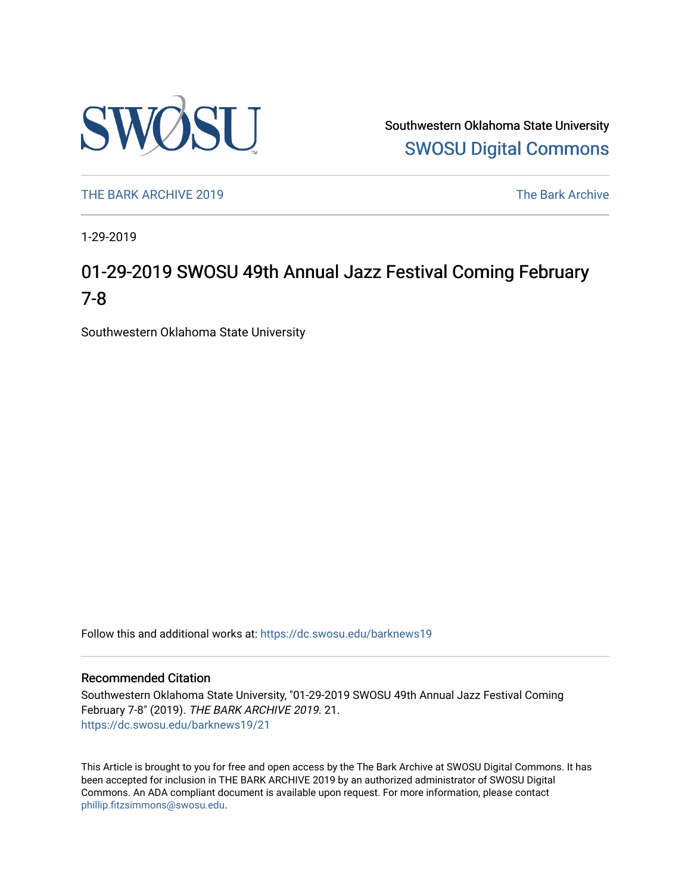Southwestern Oklahoma State University
SWOSU Digital Commons

THE BARK ARCHIVE 2019 — The Bark Archive

1-29-2019

# 01-29-2019 SWOSU 49th Annual Jazz Festival Coming February 7-8

Southwestern Oklahoma State University

Follow this and additional works at: https://dc.swosu.edu/barknews19

## Recommended Citation

Southwestern Oklahoma State University, "01-29-2019 SWOSU 49th Annual Jazz Festival Coming February 7-8" (2019). *THE BARK ARCHIVE 2019*. 21.
https://dc.swosu.edu/barknews19/21

This Article is brought to you for free and open access by the The Bark Archive at SWOSU Digital Commons. It has been accepted for inclusion in THE BARK ARCHIVE 2019 by an authorized administrator of SWOSU Digital Commons. An ADA compliant document is available upon request. For more information, please contact phillip.fitzsimmons@swosu.edu.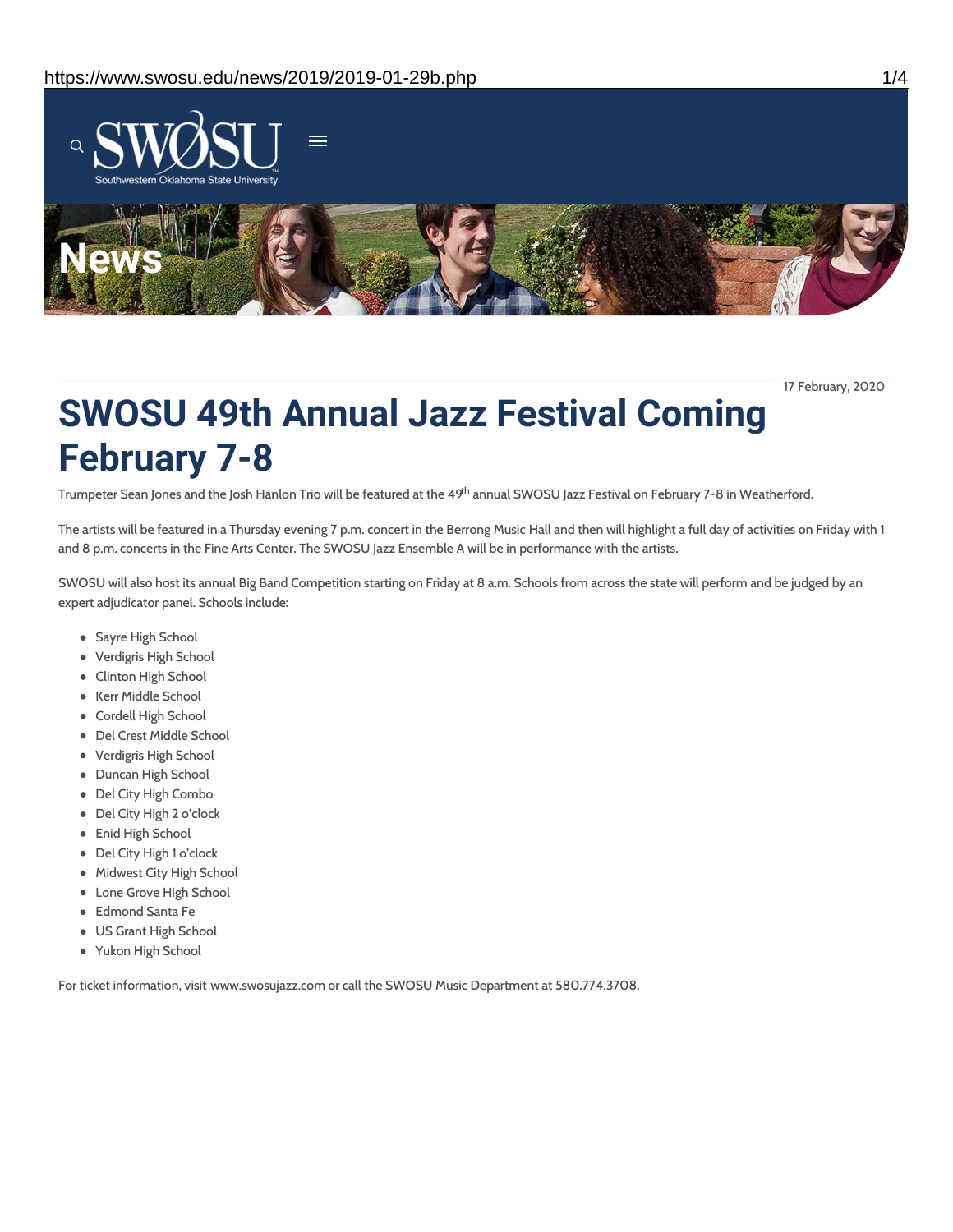17 February, 2020

# SWOSU 49th Annual Jazz Festival Coming February 7-8

Trumpeter Sean Jones and the Josh Hanlon Trio will be featured at the 49th annual SWOSU Jazz Festival on February 7-8 in Weatherford.

The artists will be featured in a Thursday evening 7 p.m. concert in the Berrong Music Hall and then will highlight a full day of activities on Friday with 1 and 8 p.m. concerts in the Fine Arts Center. The SWOSU Jazz Ensemble A will be in performance with the artists.

SWOSU will also host its annual Big Band Competition starting on Friday at 8 a.m. Schools from across the state will perform and be judged by an expert adjudicator panel. Schools include:

- Sayre High School
- Verdigris High School
- Clinton High School
- Kerr Middle School
- Cordell High School
- Del Crest Middle School
- Verdigris High School
- Duncan High School
- Del City High Combo
- Del City High 2 o'clock
- Enid High School
- Del City High 1 o'clock
- Midwest City High School
- Lone Grove High School
- Edmond Santa Fe
- US Grant High School
- Yukon High School

For ticket information, visit www.swosujazz.com or call the SWOSU Music Department at 580.774.3708.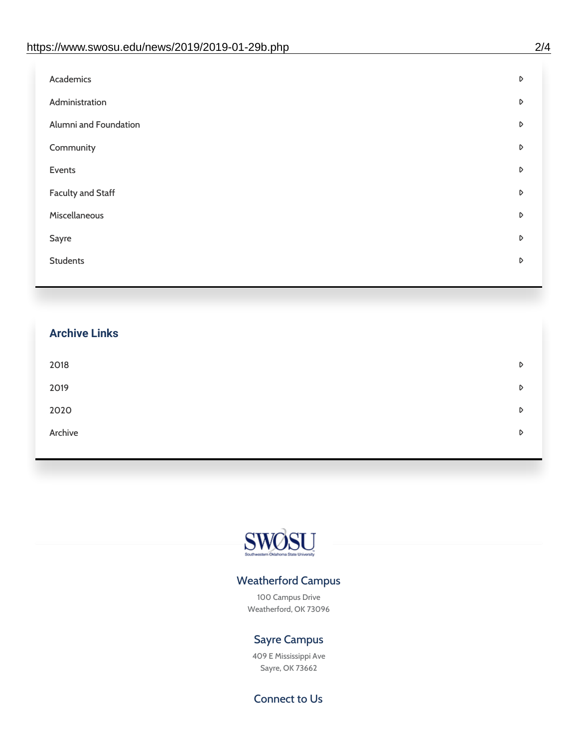- Academics
- Administration
- Alumni and Foundation
- Community
- Events
- Faculty and Staff
- Miscellaneous
- Sayre
- Students

## Archive Links

- 2018
- 2019
- 2020
- Archive

SWOSU
Southwestern Oklahoma State University

### Weatherford Campus

100 Campus Drive
Weatherford, OK 73096

### Sayre Campus

409 E Mississippi Ave
Sayre, OK 73662

### Connect to Us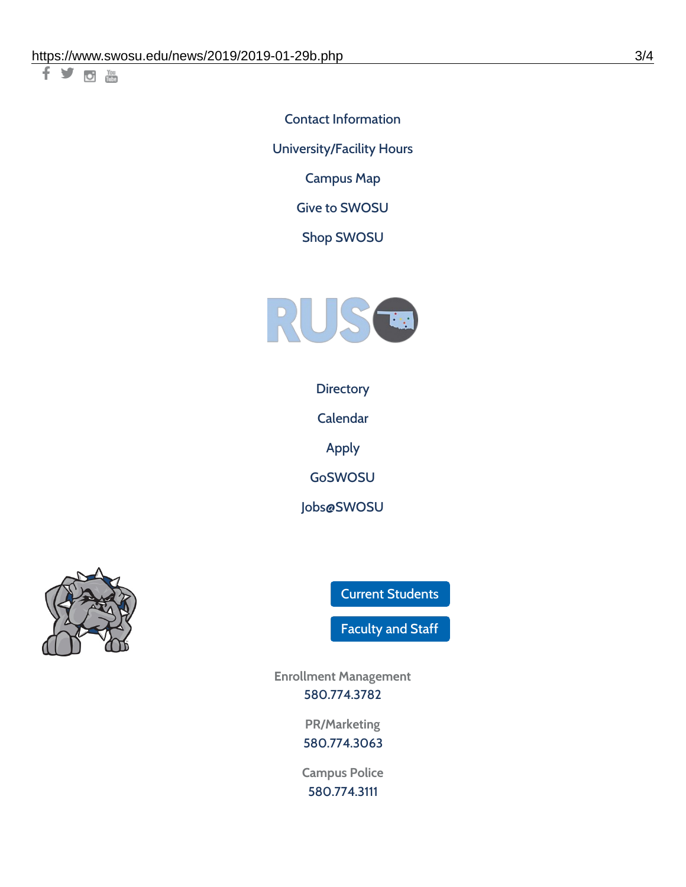Contact Information

University/Facility Hours

Campus Map

Give to SWOSU

Shop SWOSU

Directory

Calendar

Apply

GoSWOSU

Jobs@SWOSU

Current Students

Faculty and Staff

Enrollment Management
580.774.3782

PR/Marketing
580.774.3063

Campus Police
580.774.3111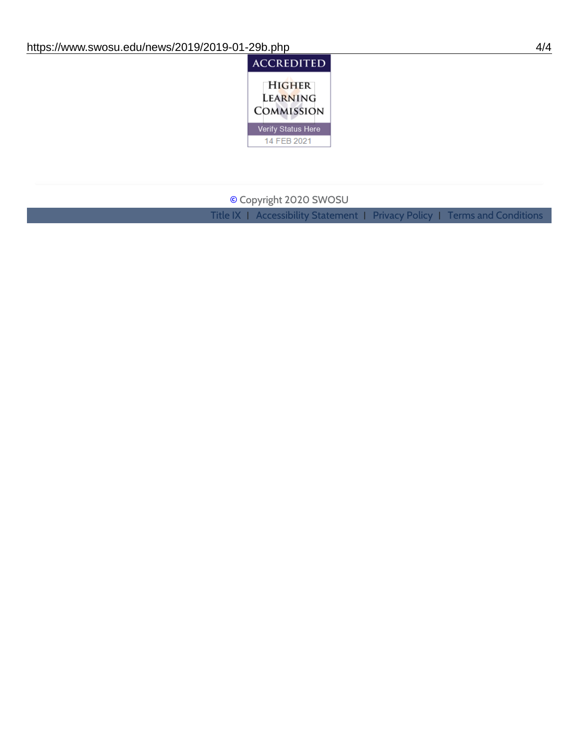ACCREDITED

HIGHER LEARNING COMMISSION

Verify Status Here

14 FEB 2021

© Copyright 2020 SWOSU

Title IX | Accessibility Statement | Privacy Policy | Terms and Conditions